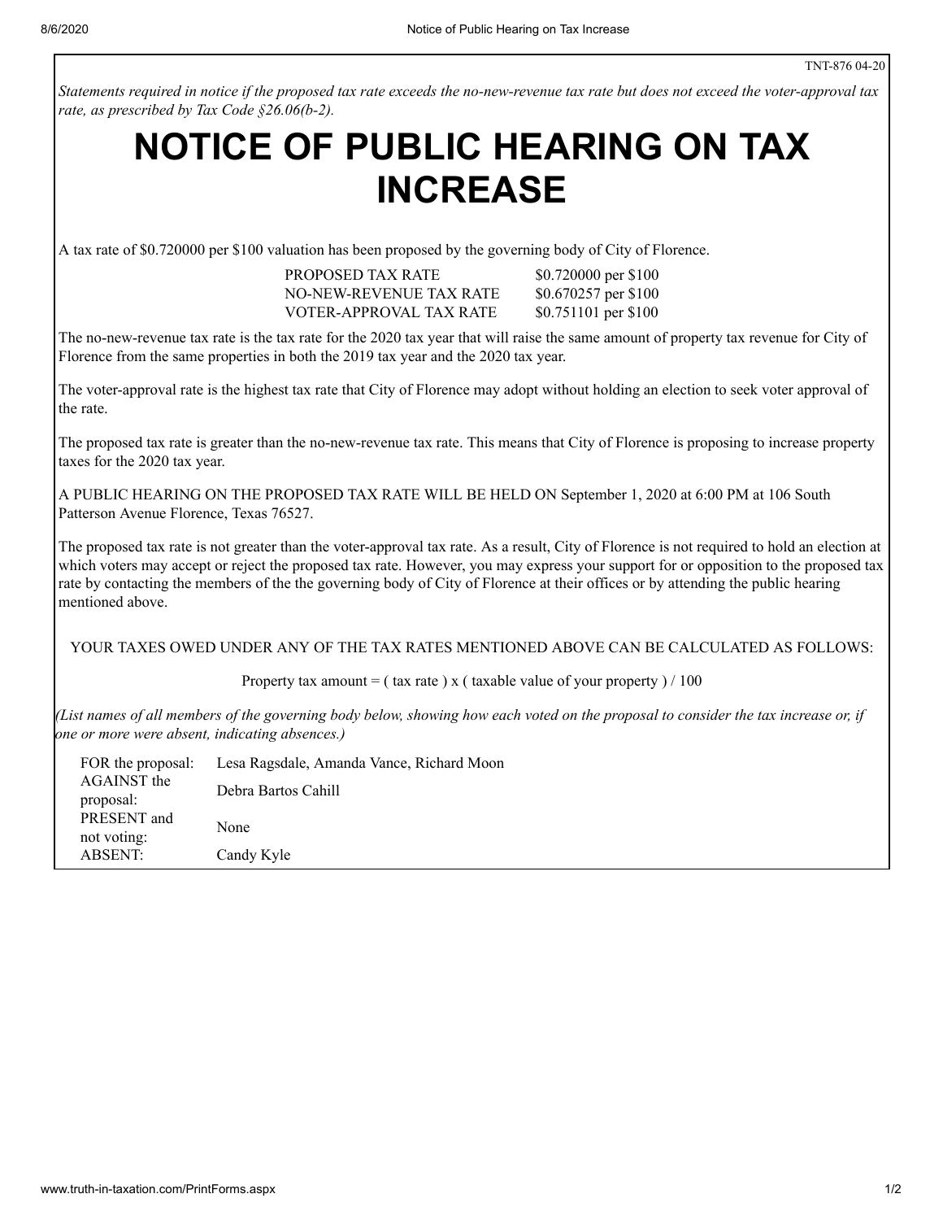TNT-876 04-20

*Statements required in notice if the proposed tax rate exceeds the no-new-revenue tax rate but does not exceed the voter-approval tax rate, as prescribed by Tax Code §26.06(b-2).*

# NOTICE OF PUBLIC HEARING ON TAX INCREASE

A tax rate of $0.720000 per $100 valuation has been proposed by the governing body of City of Florence.

| | |
|---|---|
| PROPOSED TAX RATE | $0.720000 per $100 |
| NO-NEW-REVENUE TAX RATE | $0.670257 per $100 |
| VOTER-APPROVAL TAX RATE | $0.751101 per $100 |

The no-new-revenue tax rate is the tax rate for the 2020 tax year that will raise the same amount of property tax revenue for City of Florence from the same properties in both the 2019 tax year and the 2020 tax year.

The voter-approval rate is the highest tax rate that City of Florence may adopt without holding an election to seek voter approval of the rate.

The proposed tax rate is greater than the no-new-revenue tax rate. This means that City of Florence is proposing to increase property taxes for the 2020 tax year.

A PUBLIC HEARING ON THE PROPOSED TAX RATE WILL BE HELD ON September 1, 2020 at 6:00 PM at 106 South Patterson Avenue Florence, Texas 76527.

The proposed tax rate is not greater than the voter-approval tax rate. As a result, City of Florence is not required to hold an election at which voters may accept or reject the proposed tax rate. However, you may express your support for or opposition to the proposed tax rate by contacting the members of the the governing body of City of Florence at their offices or by attending the public hearing mentioned above.

YOUR TAXES OWED UNDER ANY OF THE TAX RATES MENTIONED ABOVE CAN BE CALCULATED AS FOLLOWS:

Property tax amount = ( tax rate ) x ( taxable value of your property ) / 100

*(List names of all members of the governing body below, showing how each voted on the proposal to consider the tax increase or, if one or more were absent, indicating absences.)*

| | |
|---|---|
| FOR the proposal: | Lesa Ragsdale, Amanda Vance, Richard Moon |
| AGAINST the proposal: | Debra Bartos Cahill |
| PRESENT and not voting: | None |
| ABSENT: | Candy Kyle |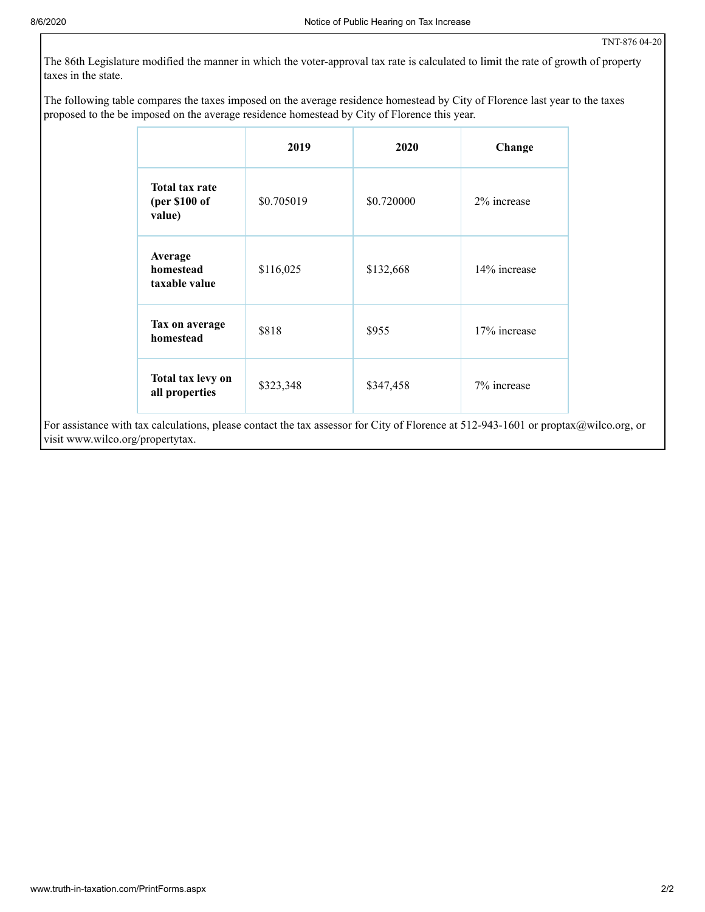TNT-876 04-20

The 86th Legislature modified the manner in which the voter-approval tax rate is calculated to limit the rate of growth of property taxes in the state.

The following table compares the taxes imposed on the average residence homestead by City of Florence last year to the taxes proposed to the be imposed on the average residence homestead by City of Florence this year.

| | 2019 | 2020 | Change |
|---|---|---|---|
| **Total tax rate (per $100 of value)** | $0.705019 | $0.720000 | 2% increase |
| **Average homestead taxable value** | $116,025 | $132,668 | 14% increase |
| **Tax on average homestead** | $818 | $955 | 17% increase |
| **Total tax levy on all properties** | $323,348 | $347,458 | 7% increase |

For assistance with tax calculations, please contact the tax assessor for City of Florence at 512-943-1601 or proptax@wilco.org, or visit www.wilco.org/propertytax.